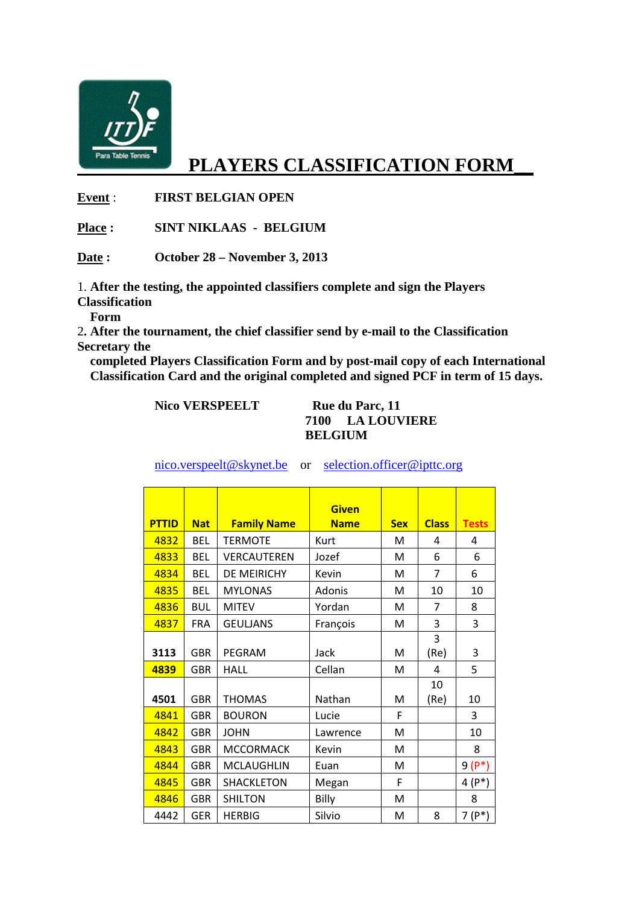ITTF Para Table Tennis

# PLAYERS CLASSIFICATION FORM

**Event** : **FIRST BELGIAN OPEN**

**Place :** **SINT NIKLAAS - BELGIUM**

**Date :** **October 28 – November 3, 2013**

1. **After the testing, the appointed classifiers complete and sign the Players Classification Form**
2. **After the tournament, the chief classifier send by e-mail to the Classification Secretary the completed Players Classification Form and by post-mail copy of each International Classification Card and the original completed and signed PCF in term of 15 days.**

**Nico VERSPEELT**

**Rue du Parc, 11**
**7100 LA LOUVIERE**
**BELGIUM**

nico.verspeelt@skynet.be or selection.officer@ipttc.org

| PTTID | Nat | Family Name | Given Name | Sex | Class | Tests |
|---|---|---|---|---|---|---|
| 4832 | BEL | TERMOTE | Kurt | M | 4 | 4 |
| 4833 | BEL | VERCAUTEREN | Jozef | M | 6 | 6 |
| 4834 | BEL | DE MEIRICHY | Kevin | M | 7 | 6 |
| 4835 | BEL | MYLONAS | Adonis | M | 10 | 10 |
| 4836 | BUL | MITEV | Yordan | M | 7 | 8 |
| 4837 | FRA | GEULJANS | François | M | 3 | 3 |
| 3113 | GBR | PEGRAM | Jack | M | 3 (Re) | 3 |
| 4839 | GBR | HALL | Cellan | M | 4 | 5 |
| 4501 | GBR | THOMAS | Nathan | M | 10 (Re) | 10 |
| 4841 | GBR | BOURON | Lucie | F | | 3 |
| 4842 | GBR | JOHN | Lawrence | M | | 10 |
| 4843 | GBR | MCCORMACK | Kevin | M | | 8 |
| 4844 | GBR | MCLAUGHLIN | Euan | M | | 9 (P*) |
| 4845 | GBR | SHACKLETON | Megan | F | | 4 (P*) |
| 4846 | GBR | SHILTON | Billy | M | | 8 |
| 4442 | GER | HERBIG | Silvio | M | 8 | 7 (P*) |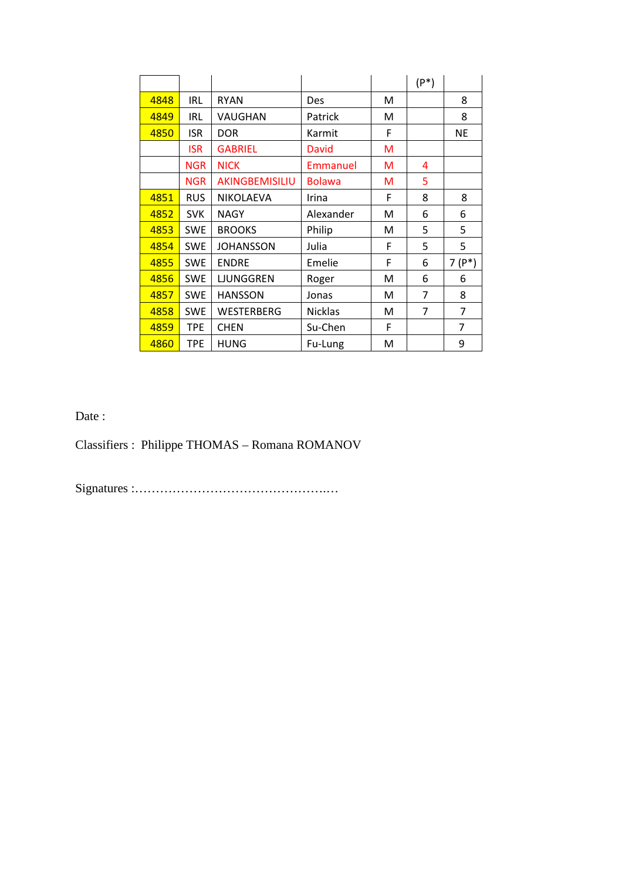| | | | | | (P*) | |
|---|---|---|---|---|---|---|
| 4848 | IRL | RYAN | Des | M | | 8 |
| 4849 | IRL | VAUGHAN | Patrick | M | | 8 |
| 4850 | ISR | DOR | Karmit | F | | NE |
| | ISR | GABRIEL | David | M | | |
| | NGR | NICK | Emmanuel | M | 4 | |
| | NGR | AKINGBEMISILIU | Bolawa | M | 5 | |
| 4851 | RUS | NIKOLAEVA | Irina | F | 8 | 8 |
| 4852 | SVK | NAGY | Alexander | M | 6 | 6 |
| 4853 | SWE | BROOKS | Philip | M | 5 | 5 |
| 4854 | SWE | JOHANSSON | Julia | F | 5 | 5 |
| 4855 | SWE | ENDRE | Emelie | F | 6 | 7 (P*) |
| 4856 | SWE | LJUNGGREN | Roger | M | 6 | 6 |
| 4857 | SWE | HANSSON | Jonas | M | 7 | 8 |
| 4858 | SWE | WESTERBERG | Nicklas | M | 7 | 7 |
| 4859 | TPE | CHEN | Su-Chen | F | | 7 |
| 4860 | TPE | HUNG | Fu-Lung | M | | 9 |

Date :

Classifiers : Philippe THOMAS – Romana ROMANOV

Signatures :…………………………………………..…